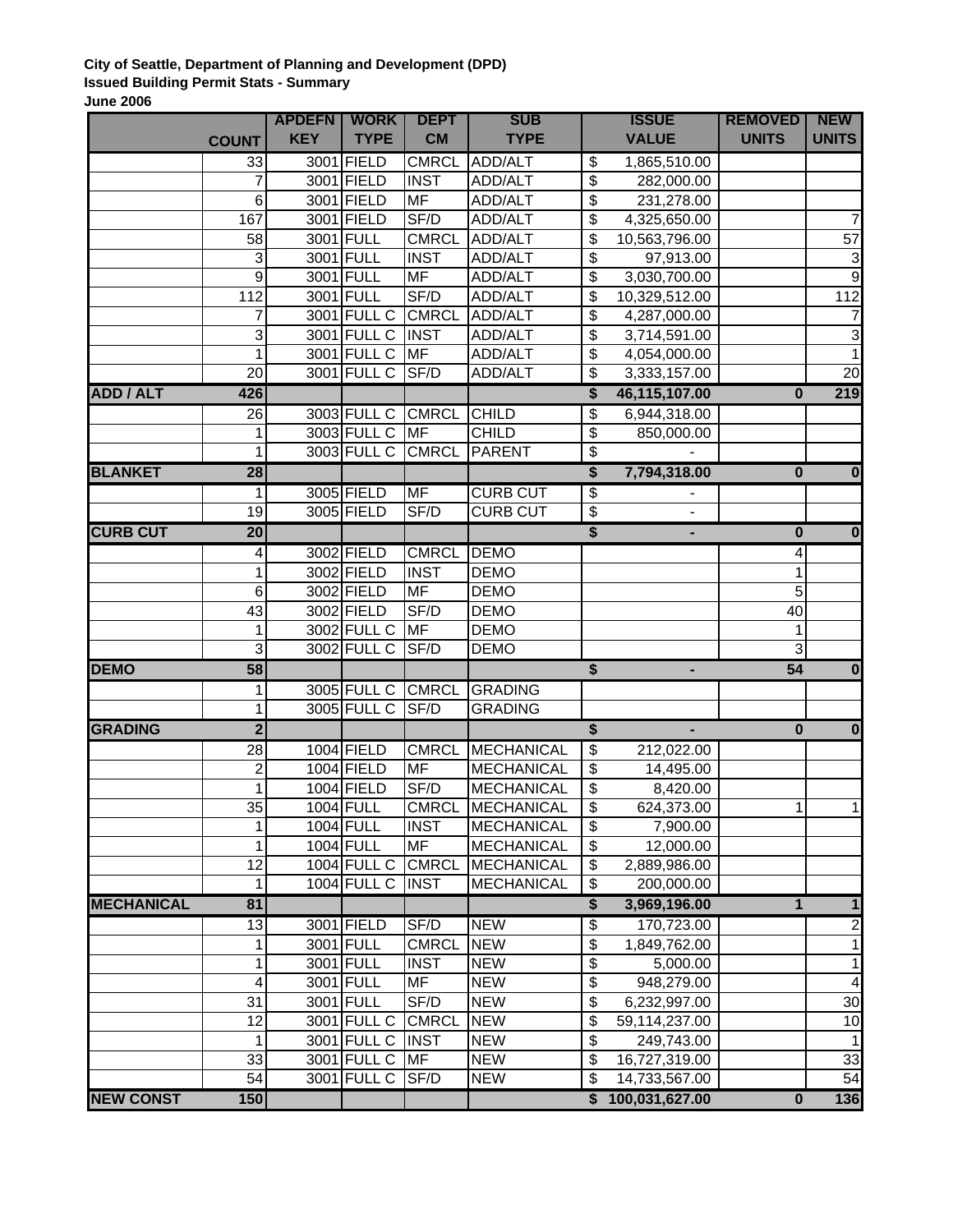**City of Seattle, Department of Planning and Development (DPD)**
**Issued Building Permit Stats - Summary**
**June 2006**

| | COUNT | APDEFN KEY | WORK TYPE | DEPT CM | SUB TYPE | ISSUE VALUE | REMOVED UNITS | NEW UNITS |
|---|---|---|---|---|---|---|---|---|
| | 33 | 3001 | FIELD | CMRCL | ADD/ALT | $ 1,865,510.00 | | |
| | 7 | 3001 | FIELD | INST | ADD/ALT | $ 282,000.00 | | |
| | 6 | 3001 | FIELD | MF | ADD/ALT | $ 231,278.00 | | |
| | 167 | 3001 | FIELD | SF/D | ADD/ALT | $ 4,325,650.00 | | 7 |
| | 58 | 3001 | FULL | CMRCL | ADD/ALT | $ 10,563,796.00 | | 57 |
| | 3 | 3001 | FULL | INST | ADD/ALT | $ 97,913.00 | | 3 |
| | 9 | 3001 | FULL | MF | ADD/ALT | $ 3,030,700.00 | | 9 |
| | 112 | 3001 | FULL | SF/D | ADD/ALT | $ 10,329,512.00 | | 112 |
| | 7 | 3001 | FULL C | CMRCL | ADD/ALT | $ 4,287,000.00 | | 7 |
| | 3 | 3001 | FULL C | INST | ADD/ALT | $ 3,714,591.00 | | 3 |
| | 1 | 3001 | FULL C | MF | ADD/ALT | $ 4,054,000.00 | | 1 |
| | 20 | 3001 | FULL C | SF/D | ADD/ALT | $ 3,333,157.00 | | 20 |
| **ADD / ALT** | **426** | | | | | **$ 46,115,107.00** | **0** | **219** |
| | 26 | 3003 | FULL C | CMRCL | CHILD | $ 6,944,318.00 | | |
| | 1 | 3003 | FULL C | MF | CHILD | $ 850,000.00 | | |
| | 1 | 3003 | FULL C | CMRCL | PARENT | $ - | | |
| **BLANKET** | **28** | | | | | **$ 7,794,318.00** | **0** | **0** |
| | 1 | 3005 | FIELD | MF | CURB CUT | $ - | | |
| | 19 | 3005 | FIELD | SF/D | CURB CUT | $ - | | |
| **CURB CUT** | **20** | | | | | **$ -** | **0** | **0** |
| | 4 | 3002 | FIELD | CMRCL | DEMO | | 4 | |
| | 1 | 3002 | FIELD | INST | DEMO | | 1 | |
| | 6 | 3002 | FIELD | MF | DEMO | | 5 | |
| | 43 | 3002 | FIELD | SF/D | DEMO | | 40 | |
| | 1 | 3002 | FULL C | MF | DEMO | | 1 | |
| | 3 | 3002 | FULL C | SF/D | DEMO | | 3 | |
| **DEMO** | **58** | | | | | **$ -** | **54** | **0** |
| | 1 | 3005 | FULL C | CMRCL | GRADING | | | |
| | 1 | 3005 | FULL C | SF/D | GRADING | | | |
| **GRADING** | **2** | | | | | **$ -** | **0** | **0** |
| | 28 | 1004 | FIELD | CMRCL | MECHANICAL | $ 212,022.00 | | |
| | 2 | 1004 | FIELD | MF | MECHANICAL | $ 14,495.00 | | |
| | 1 | 1004 | FIELD | SF/D | MECHANICAL | $ 8,420.00 | | |
| | 35 | 1004 | FULL | CMRCL | MECHANICAL | $ 624,373.00 | 1 | 1 |
| | 1 | 1004 | FULL | INST | MECHANICAL | $ 7,900.00 | | |
| | 1 | 1004 | FULL | MF | MECHANICAL | $ 12,000.00 | | |
| | 12 | 1004 | FULL C | CMRCL | MECHANICAL | $ 2,889,986.00 | | |
| | 1 | 1004 | FULL C | INST | MECHANICAL | $ 200,000.00 | | |
| **MECHANICAL** | **81** | | | | | **$ 3,969,196.00** | **1** | **1** |
| | 13 | 3001 | FIELD | SF/D | NEW | $ 170,723.00 | | 2 |
| | 1 | 3001 | FULL | CMRCL | NEW | $ 1,849,762.00 | | 1 |
| | 1 | 3001 | FULL | INST | NEW | $ 5,000.00 | | 1 |
| | 4 | 3001 | FULL | MF | NEW | $ 948,279.00 | | 4 |
| | 31 | 3001 | FULL | SF/D | NEW | $ 6,232,997.00 | | 30 |
| | 12 | 3001 | FULL C | CMRCL | NEW | $ 59,114,237.00 | | 10 |
| | 1 | 3001 | FULL C | INST | NEW | $ 249,743.00 | | 1 |
| | 33 | 3001 | FULL C | MF | NEW | $ 16,727,319.00 | | 33 |
| | 54 | 3001 | FULL C | SF/D | NEW | $ 14,733,567.00 | | 54 |
| **NEW CONST** | **150** | | | | | **$ 100,031,627.00** | **0** | **136** |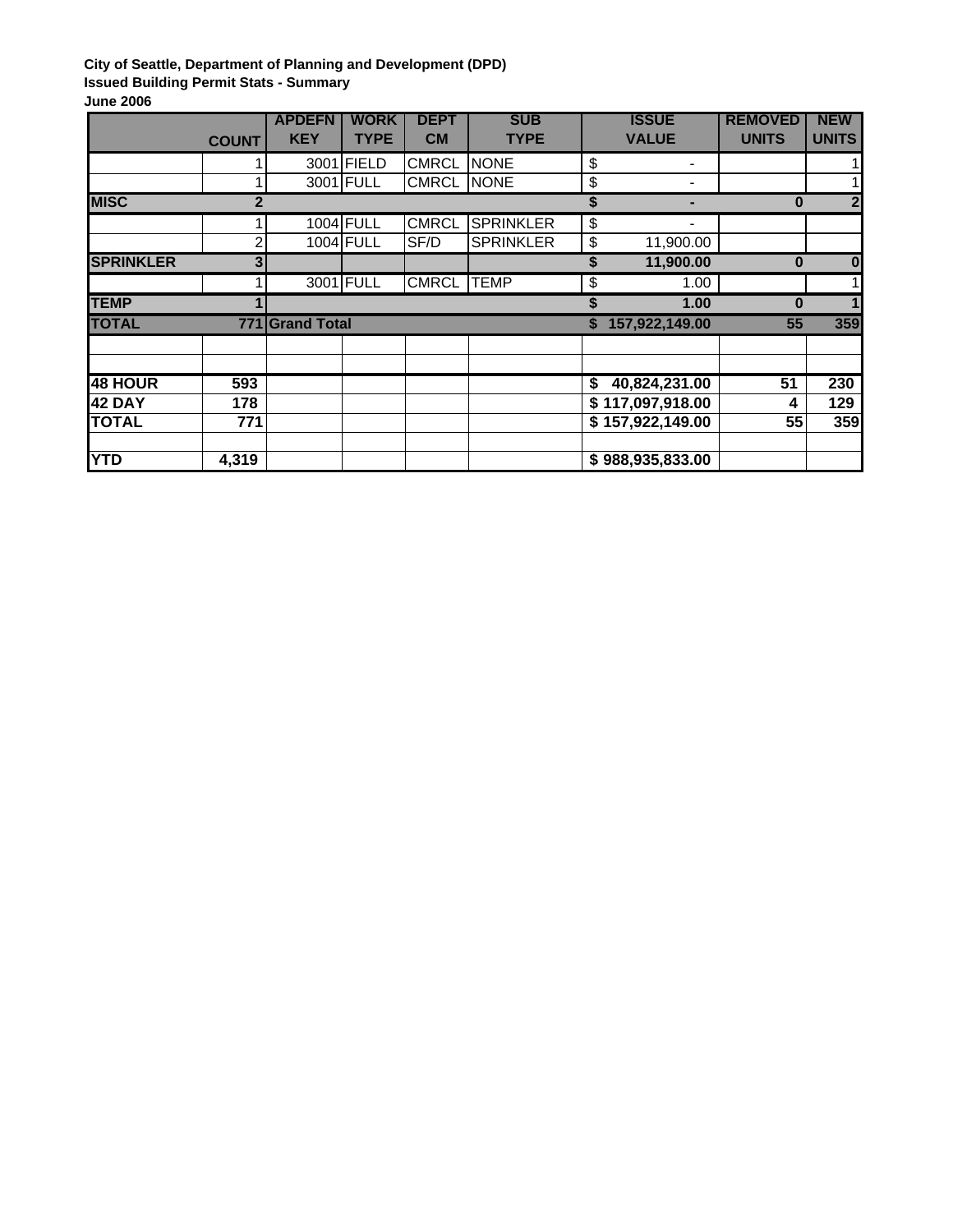**City of Seattle, Department of Planning and Development (DPD)**
**Issued Building Permit Stats - Summary**
**June 2006**

| | COUNT | APDEFN KEY | WORK TYPE | DEPT CM | SUB TYPE | ISSUE VALUE | REMOVED UNITS | NEW UNITS |
|---|---|---|---|---|---|---|---|---|
| | 1 | 3001 | FIELD | CMRCL | NONE | $ - | | 1 |
| | 1 | 3001 | FULL | CMRCL | NONE | $ - | | 1 |
| **MISC** | **2** | | | | | **$ -** | **0** | **2** |
| | 1 | 1004 | FULL | CMRCL | SPRINKLER | $ - | | |
| | 2 | 1004 | FULL | SF/D | SPRINKLER | $ 11,900.00 | | |
| **SPRINKLER** | **3** | | | | | **$ 11,900.00** | **0** | **0** |
| | 1 | 3001 | FULL | CMRCL | TEMP | $ 1.00 | | 1 |
| **TEMP** | **1** | | | | | **$ 1.00** | **0** | **1** |
| **TOTAL** | **771** | **Grand Total** | | | | **$ 157,922,149.00** | **55** | **359** |
| | | | | | | | | |
| | | | | | | | | |
| **48 HOUR** | **593** | | | | | **$ 40,824,231.00** | **51** | **230** |
| **42 DAY** | **178** | | | | | **$ 117,097,918.00** | **4** | **129** |
| **TOTAL** | **771** | | | | | **$ 157,922,149.00** | **55** | **359** |
| | | | | | | | | |
| **YTD** | **4,319** | | | | | **$ 988,935,833.00** | | |